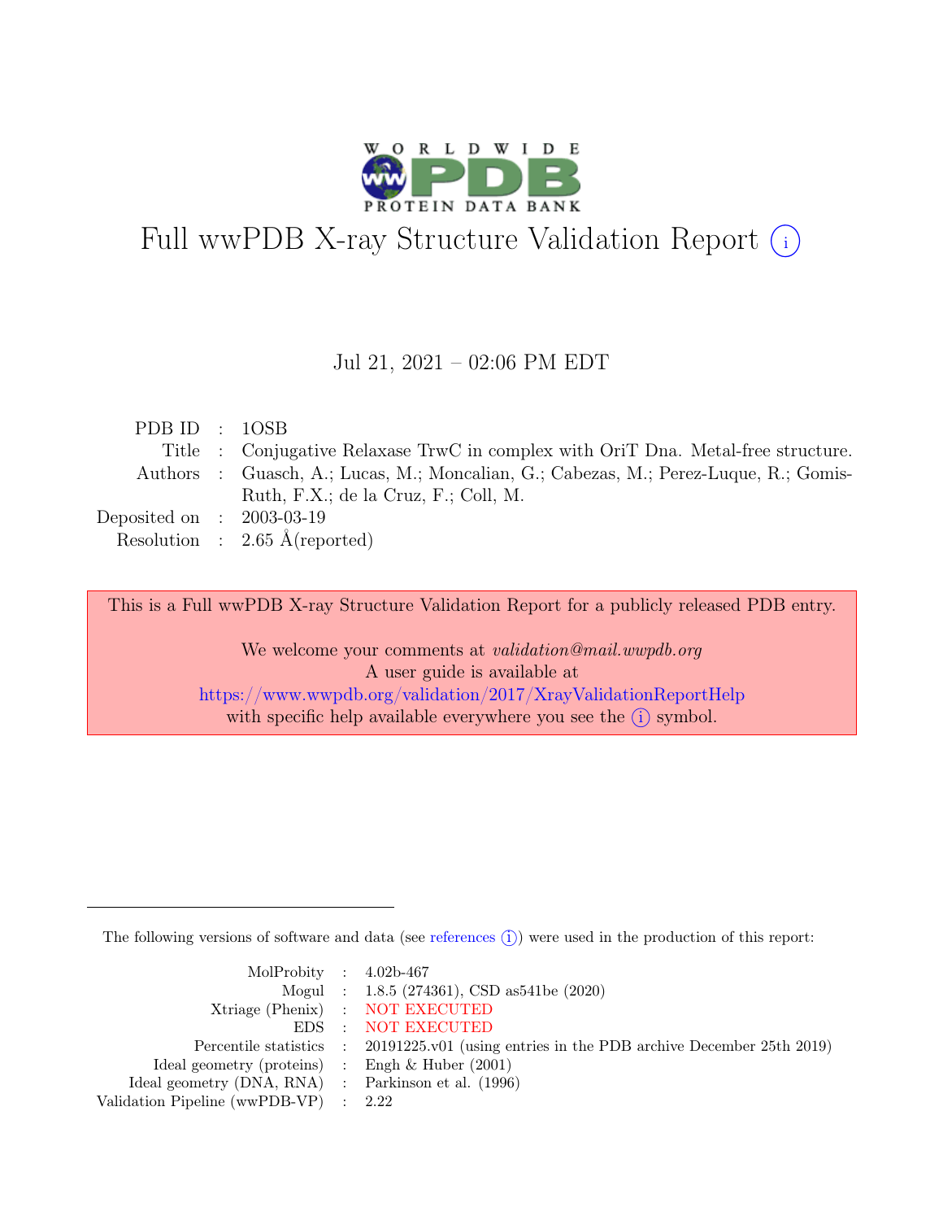# Full wwPDB X-ray Structure Validation Report ⓘ

Jul 21, 2021 – 02:06 PM EDT

| | | |
|---|---|---|
| PDB ID | : | 1OSB |
| Title | : | Conjugative Relaxase TrwC in complex with OriT Dna. Metal-free structure. |
| Authors | : | Guasch, A.; Lucas, M.; Moncalian, G.; Cabezas, M.; Perez-Luque, R.; Gomis-Ruth, F.X.; de la Cruz, F.; Coll, M. |
| Deposited on | : | 2003-03-19 |
| Resolution | : | 2.65 Å(reported) |

This is a Full wwPDB X-ray Structure Validation Report for a publicly released PDB entry.

We welcome your comments at *validation@mail.wwpdb.org*
A user guide is available at
https://www.wwpdb.org/validation/2017/XrayValidationReportHelp
with specific help available everywhere you see the ⓘ symbol.

The following versions of software and data (see references ⓘ) were used in the production of this report:

| | | |
|---|---|---|
| MolProbity | : | 4.02b-467 |
| Mogul | : | 1.8.5 (274361), CSD as541be (2020) |
| Xtriage (Phenix) | : | NOT EXECUTED |
| EDS | : | NOT EXECUTED |
| Percentile statistics | : | 20191225.v01 (using entries in the PDB archive December 25th 2019) |
| Ideal geometry (proteins) | : | Engh & Huber (2001) |
| Ideal geometry (DNA, RNA) | : | Parkinson et al. (1996) |
| Validation Pipeline (wwPDB-VP) | : | 2.22 |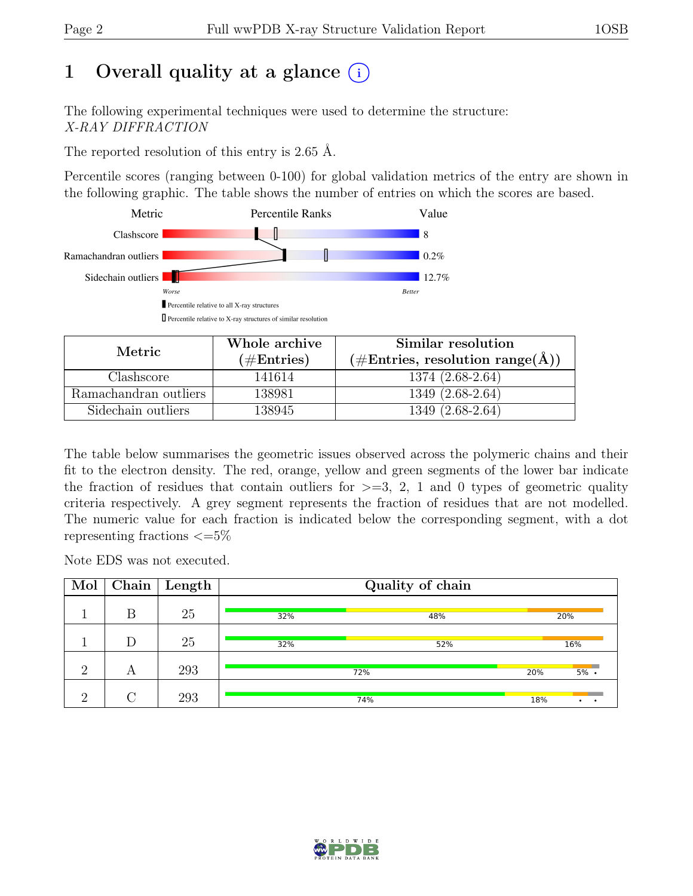# 1 Overall quality at a glance (i)

The following experimental techniques were used to determine the structure:
*X-RAY DIFFRACTION*

The reported resolution of this entry is 2.65 Å.

Percentile scores (ranging between 0-100) for global validation metrics of the entry are shown in the following graphic. The table shows the number of entries on which the scores are based.

| Metric | Value |
|---|---|
| Clashscore | 8 |
| Ramachandran outliers | 0.2% |
| Sidechain outliers | 12.7% |

| Metric | Whole archive (#Entries) | Similar resolution (#Entries, resolution range(Å)) |
|---|---|---|
| Clashscore | 141614 | 1374 (2.68-2.64) |
| Ramachandran outliers | 138981 | 1349 (2.68-2.64) |
| Sidechain outliers | 138945 | 1349 (2.68-2.64) |

The table below summarises the geometric issues observed across the polymeric chains and their fit to the electron density. The red, orange, yellow and green segments of the lower bar indicate the fraction of residues that contain outliers for >=3, 2, 1 and 0 types of geometric quality criteria respectively. A grey segment represents the fraction of residues that are not modelled. The numeric value for each fraction is indicated below the corresponding segment, with a dot representing fractions <=5%

Note EDS was not executed.

| Mol | Chain | Length | Quality of chain |
|---|---|---|---|
| 1 | B | 25 | 32% 48% 20% |
| 1 | D | 25 | 32% 52% 16% |
| 2 | A | 293 | 72% 20% 5% • |
| 2 | C | 293 | 74% 18% • • |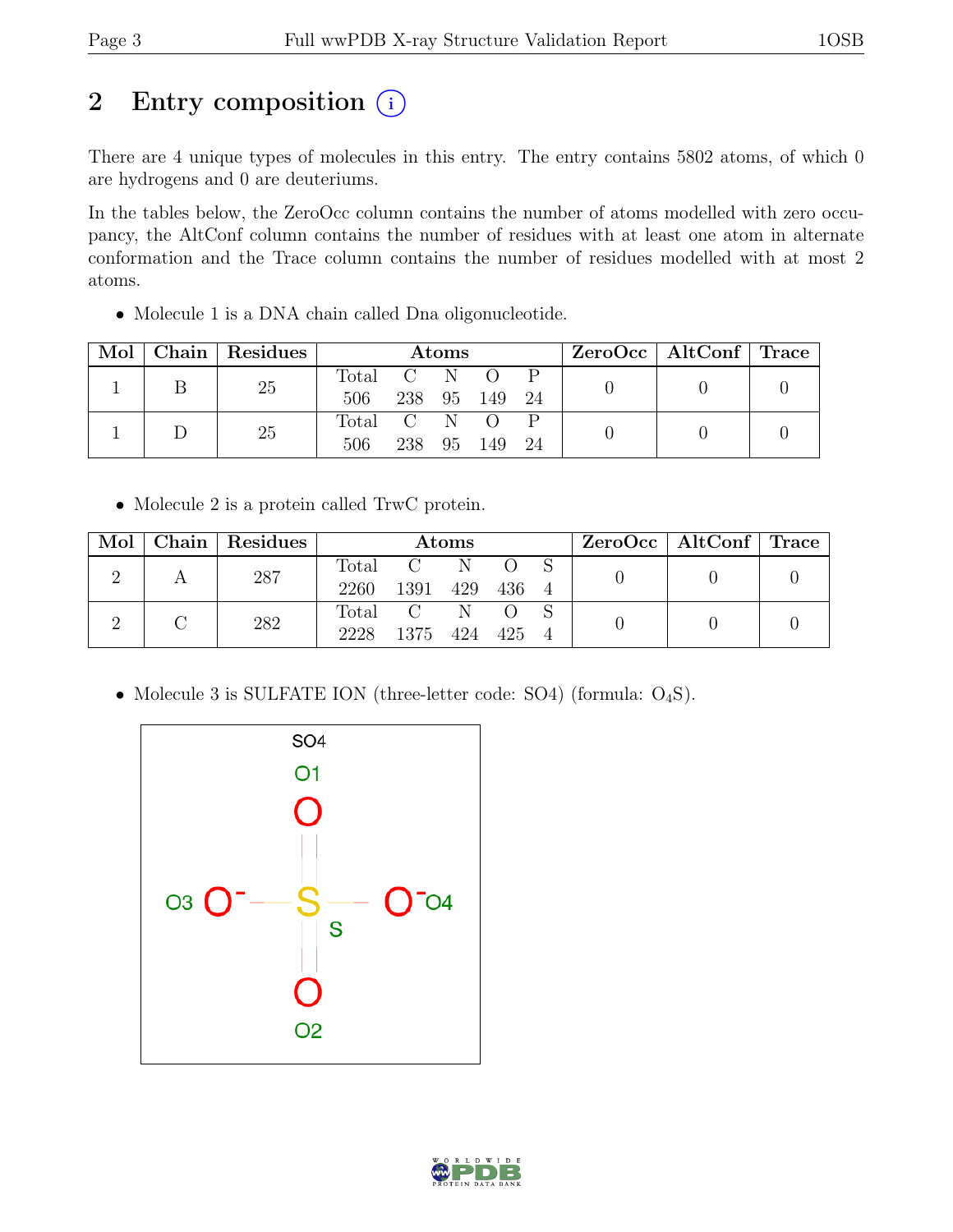# 2 Entry composition (i)

There are 4 unique types of molecules in this entry. The entry contains 5802 atoms, of which 0 are hydrogens and 0 are deuteriums.

In the tables below, the ZeroOcc column contains the number of atoms modelled with zero occupancy, the AltConf column contains the number of residues with at least one atom in alternate conformation and the Trace column contains the number of residues modelled with at most 2 atoms.

- Molecule 1 is a DNA chain called Dna oligonucleotide.

| Mol | Chain | Residues | Atoms | | | | | ZeroOcc | AltConf | Trace |
|---|---|---|---|---|---|---|---|---|---|---|
| 1 | B | 25 | Total 506 | C 238 | N 95 | O 149 | P 24 | 0 | 0 | 0 |
| 1 | D | 25 | Total 506 | C 238 | N 95 | O 149 | P 24 | 0 | 0 | 0 |

- Molecule 2 is a protein called TrwC protein.

| Mol | Chain | Residues | Atoms | | | | | ZeroOcc | AltConf | Trace |
|---|---|---|---|---|---|---|---|---|---|---|
| 2 | A | 287 | Total 2260 | C 1391 | N 429 | O 436 | S 4 | 0 | 0 | 0 |
| 2 | C | 282 | Total 2228 | C 1375 | N 424 | O 425 | S 4 | 0 | 0 | 0 |

- Molecule 3 is SULFATE ION (three-letter code: SO4) (formula: $O_4S$).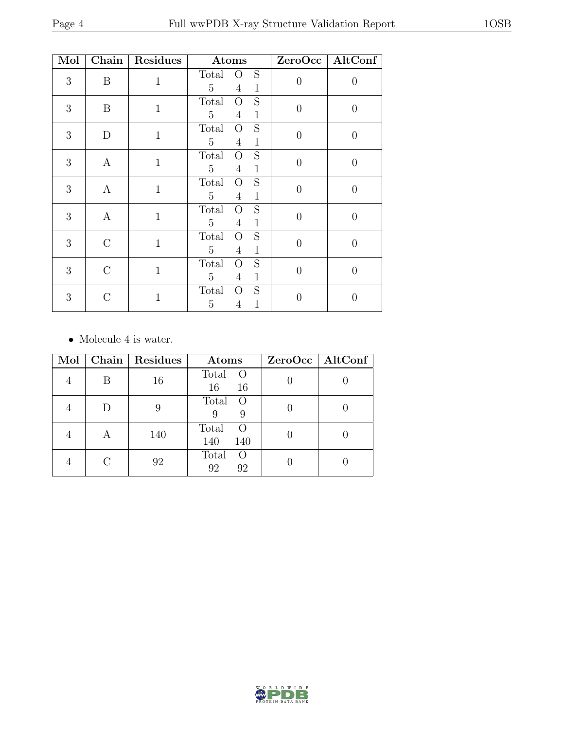| Mol | Chain | Residues | Atoms | ZeroOcc | AltConf |
|---|---|---|---|---|---|
| 3 | B | 1 | Total O S<br>5 4 1 | 0 | 0 |
| 3 | B | 1 | Total O S<br>5 4 1 | 0 | 0 |
| 3 | D | 1 | Total O S<br>5 4 1 | 0 | 0 |
| 3 | A | 1 | Total O S<br>5 4 1 | 0 | 0 |
| 3 | A | 1 | Total O S<br>5 4 1 | 0 | 0 |
| 3 | A | 1 | Total O S<br>5 4 1 | 0 | 0 |
| 3 | C | 1 | Total O S<br>5 4 1 | 0 | 0 |
| 3 | C | 1 | Total O S<br>5 4 1 | 0 | 0 |
| 3 | C | 1 | Total O S<br>5 4 1 | 0 | 0 |

- Molecule 4 is water.

| Mol | Chain | Residues | Atoms | ZeroOcc | AltConf |
|---|---|---|---|---|---|
| 4 | B | 16 | Total O<br>16 16 | 0 | 0 |
| 4 | D | 9 | Total O<br>9 9 | 0 | 0 |
| 4 | A | 140 | Total O<br>140 140 | 0 | 0 |
| 4 | C | 92 | Total O<br>92 92 | 0 | 0 |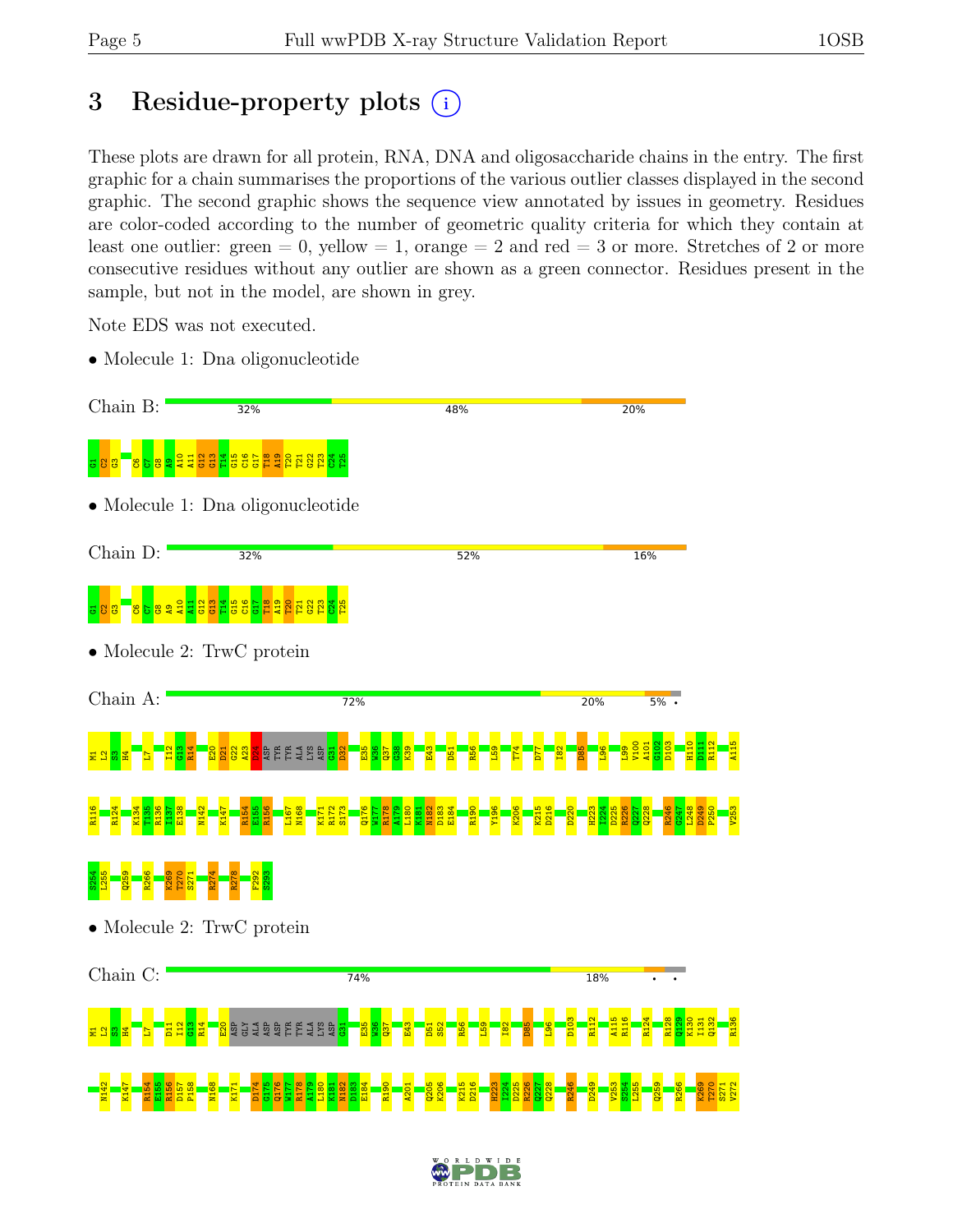# 3 Residue-property plots

These plots are drawn for all protein, RNA, DNA and oligosaccharide chains in the entry. The first graphic for a chain summarises the proportions of the various outlier classes displayed in the second graphic. The second graphic shows the sequence view annotated by issues in geometry. Residues are color-coded according to the number of geometric quality criteria for which they contain at least one outlier: green = 0, yellow = 1, orange = 2 and red = 3 or more. Stretches of 2 or more consecutive residues without any outlier are shown as a green connector. Residues present in the sample, but not in the model, are shown in grey.

Note EDS was not executed.

- Molecule 1: Dna oligonucleotide

Chain B: 32% | 48% | 20%

G1 C2 G3 C6 C7 G8 A9 A10 A11 G12 G13 T14 G15 C16 G17 T18 A19 T20 T21 G22 T23 C24 T25

- Molecule 1: Dna oligonucleotide

Chain D: 32% | 52% | 16%

G1 C2 G3 C6 C7 G8 A9 A10 A11 G12 G13 T14 G15 C16 G17 T18 A19 T20 T21 G22 T23 C24 T25

- Molecule 2: TrwC protein

Chain A: 72% | 20% | 5% | •

M1 L2 S3 H4 L7 I12 G13 R14 E20 D21 G22 A23 D24 ASP TYR TYR ALA LYS ASP G31 D32 E35 W36 Q37 G38 K39 E43 D51 R56 L59 T74 D77 I82 D85 L96 L99 V100 A101 G102 D103 H110 D111 R112 A115

R116 R124 K134 T135 R136 I137 E138 N142 K147 R154 E155 R156 L167 N168 K171 R172 S173 Q176 W177 R178 A179 L180 K181 N182 D183 E184 R190 Y196 K206 K215 D216 D220 H223 I224 D225 R226 Q227 Q228 R246 G247 L248 D249 P250 V253

S254 L255 Q259 R266 K269 T270 S271 R274 R278 F292 S293

- Molecule 2: TrwC protein

Chain C: 74% | 18% | • | •

M1 L2 S3 H4 L7 D11 I12 G13 R14 E20 ASP GLY ALA ASP ASP TYR TYR ALA LYS ASP G31 E35 W36 Q37 E43 D51 S52 R56 L59 I82 D85 L96 D103 R112 A115 R116 R124 R128 Q129 K130 I131 Q132 R136

N142 K147 R154 E155 R156 D157 P158 N168 K171 D174 G175 Q176 W177 R178 A179 L180 K181 N182 D183 E184 R190 A201 Q205 K206 K215 D216 H223 I224 D225 R226 Q227 Q228 R246 D249 V253 S254 L255 Q259 R266 K269 T270 S271 V272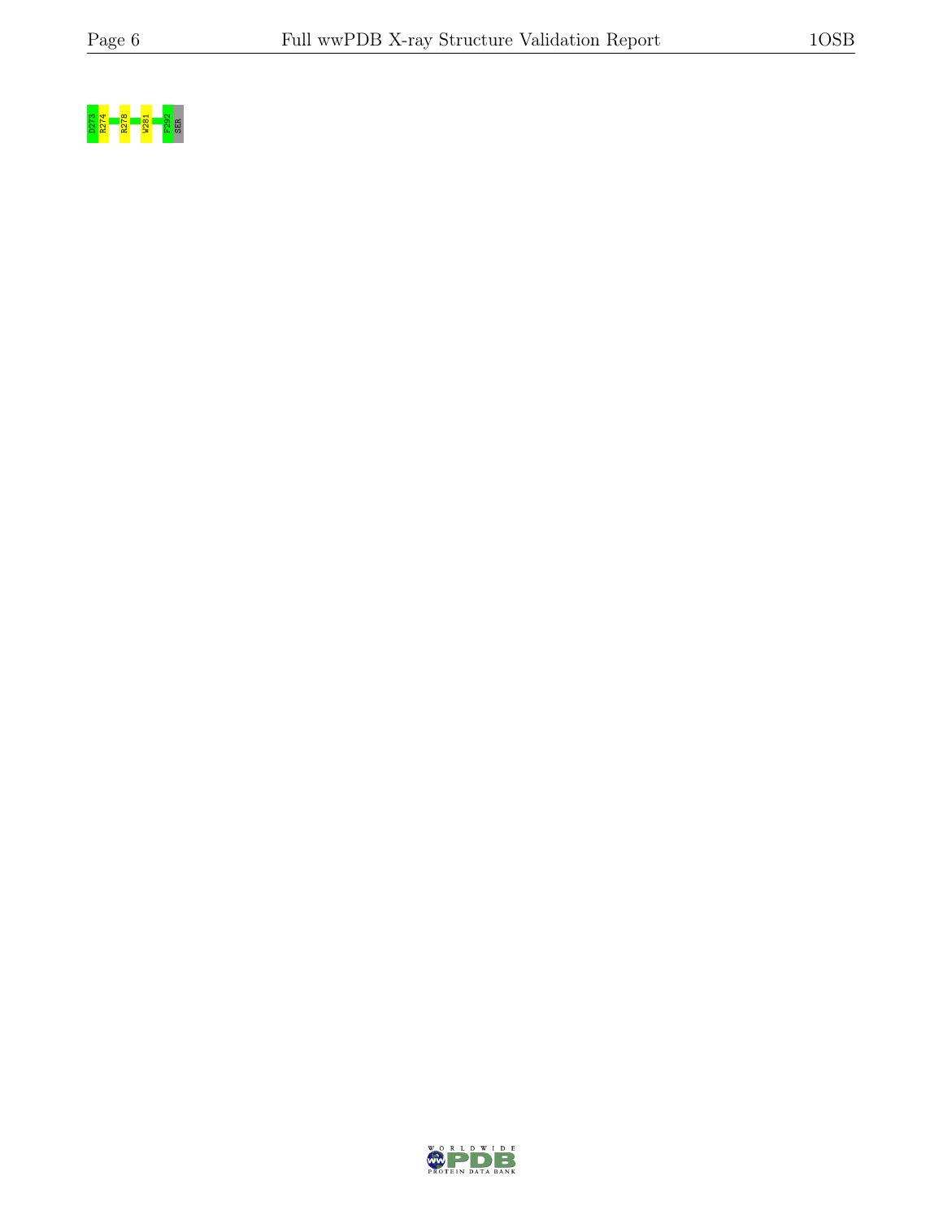D273 R274 R278 W281 F292 SER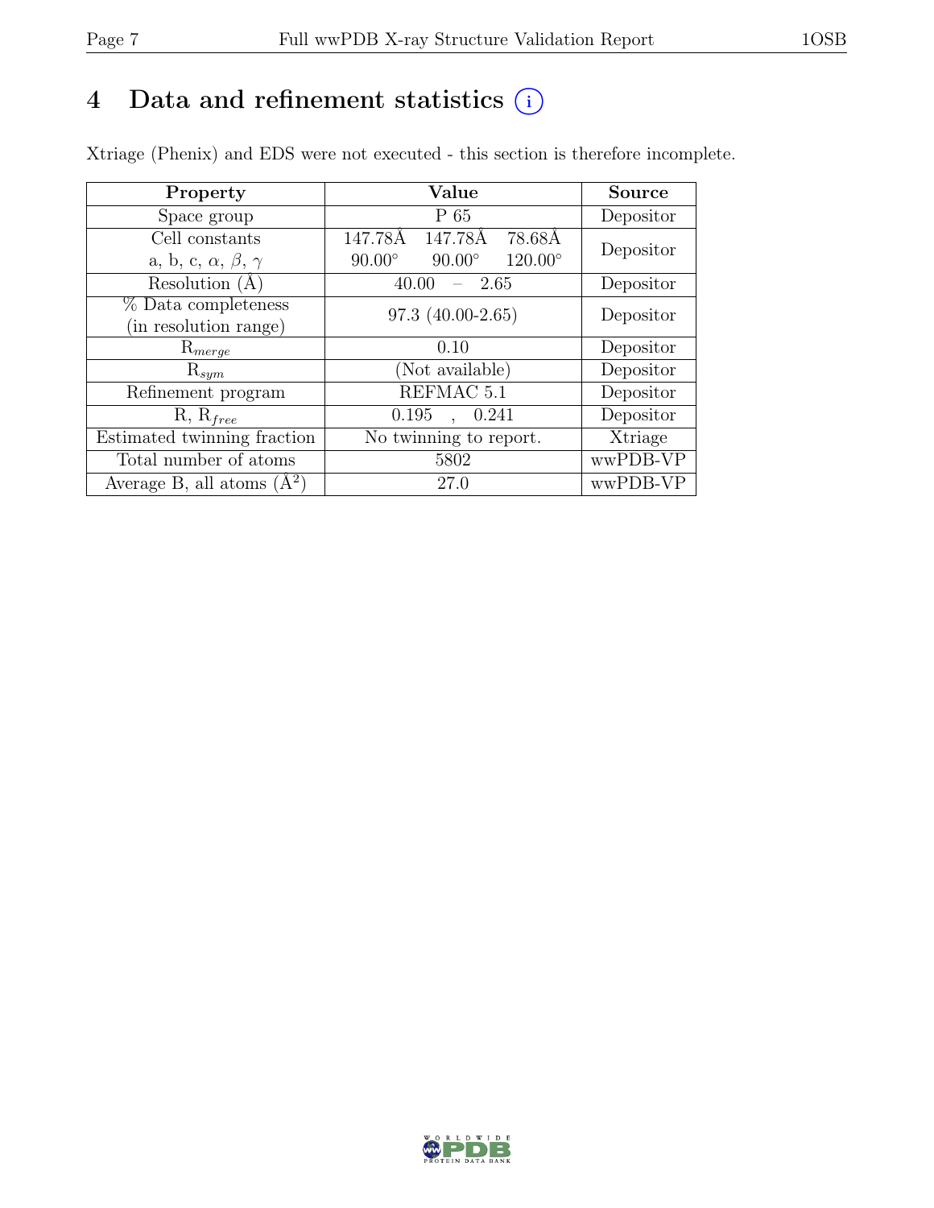# 4 Data and refinement statistics ⓘ

Xtriage (Phenix) and EDS were not executed - this section is therefore incomplete.

| Property | Value | Source |
|---|---|---|
| Space group | P 65 | Depositor |
| Cell constants<br>a, b, c, $\alpha$, $\beta$, $\gamma$ | 147.78Å 147.78Å 78.68Å<br>90.00° 90.00° 120.00° | Depositor |
| Resolution (Å) | 40.00 – 2.65 | Depositor |
| % Data completeness<br>(in resolution range) | 97.3 (40.00-2.65) | Depositor |
| $R_{merge}$ | 0.10 | Depositor |
| $R_{sym}$ | (Not available) | Depositor |
| Refinement program | REFMAC 5.1 | Depositor |
| R, $R_{free}$ | 0.195 , 0.241 | Depositor |
| Estimated twinning fraction | No twinning to report. | Xtriage |
| Total number of atoms | 5802 | wwPDB-VP |
| Average B, all atoms (Å$^2$) | 27.0 | wwPDB-VP |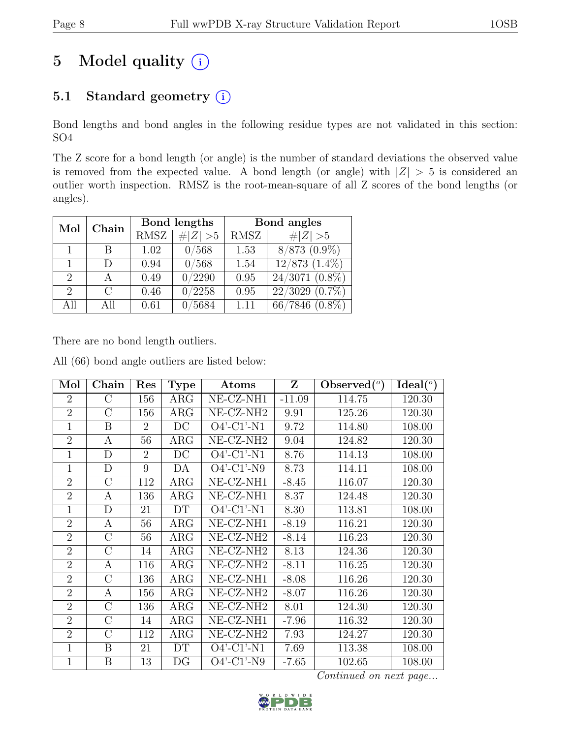# 5 Model quality (i)

## 5.1 Standard geometry (i)

Bond lengths and bond angles in the following residue types are not validated in this section: SO4

The Z score for a bond length (or angle) is the number of standard deviations the observed value is removed from the expected value. A bond length (or angle) with $|Z| > 5$ is considered an outlier worth inspection. RMSZ is the root-mean-square of all Z scores of the bond lengths (or angles).

| Mol | Chain | Bond lengths | | Bond angles | |
|---|---|---|---|---|---|
| | | RMSZ | #\|Z\| >5 | RMSZ | #\|Z\| >5 |
| 1 | B | 1.02 | 0/568 | 1.53 | 8/873 (0.9%) |
| 1 | D | 0.94 | 0/568 | 1.54 | 12/873 (1.4%) |
| 2 | A | 0.49 | 0/2290 | 0.95 | 24/3071 (0.8%) |
| 2 | C | 0.46 | 0/2258 | 0.95 | 22/3029 (0.7%) |
| All | All | 0.61 | 0/5684 | 1.11 | 66/7846 (0.8%) |

There are no bond length outliers.

All (66) bond angle outliers are listed below:

| Mol | Chain | Res | Type | Atoms | Z | Observed(°) | Ideal(°) |
|---|---|---|---|---|---|---|---|
| 2 | C | 156 | ARG | NE-CZ-NH1 | -11.09 | 114.75 | 120.30 |
| 2 | C | 156 | ARG | NE-CZ-NH2 | 9.91 | 125.26 | 120.30 |
| 1 | B | 2 | DC | O4'-C1'-N1 | 9.72 | 114.80 | 108.00 |
| 2 | A | 56 | ARG | NE-CZ-NH2 | 9.04 | 124.82 | 120.30 |
| 1 | D | 2 | DC | O4'-C1'-N1 | 8.76 | 114.13 | 108.00 |
| 1 | D | 9 | DA | O4'-C1'-N9 | 8.73 | 114.11 | 108.00 |
| 2 | C | 112 | ARG | NE-CZ-NH1 | -8.45 | 116.07 | 120.30 |
| 2 | A | 136 | ARG | NE-CZ-NH1 | 8.37 | 124.48 | 120.30 |
| 1 | D | 21 | DT | O4'-C1'-N1 | 8.30 | 113.81 | 108.00 |
| 2 | A | 56 | ARG | NE-CZ-NH1 | -8.19 | 116.21 | 120.30 |
| 2 | C | 56 | ARG | NE-CZ-NH2 | -8.14 | 116.23 | 120.30 |
| 2 | C | 14 | ARG | NE-CZ-NH2 | 8.13 | 124.36 | 120.30 |
| 2 | A | 116 | ARG | NE-CZ-NH2 | -8.11 | 116.25 | 120.30 |
| 2 | C | 136 | ARG | NE-CZ-NH1 | -8.08 | 116.26 | 120.30 |
| 2 | A | 156 | ARG | NE-CZ-NH2 | -8.07 | 116.26 | 120.30 |
| 2 | C | 136 | ARG | NE-CZ-NH2 | 8.01 | 124.30 | 120.30 |
| 2 | C | 14 | ARG | NE-CZ-NH1 | -7.96 | 116.32 | 120.30 |
| 2 | C | 112 | ARG | NE-CZ-NH2 | 7.93 | 124.27 | 120.30 |
| 1 | B | 21 | DT | O4'-C1'-N1 | 7.69 | 113.38 | 108.00 |
| 1 | B | 13 | DG | O4'-C1'-N9 | -7.65 | 102.65 | 108.00 |

*Continued on next page...*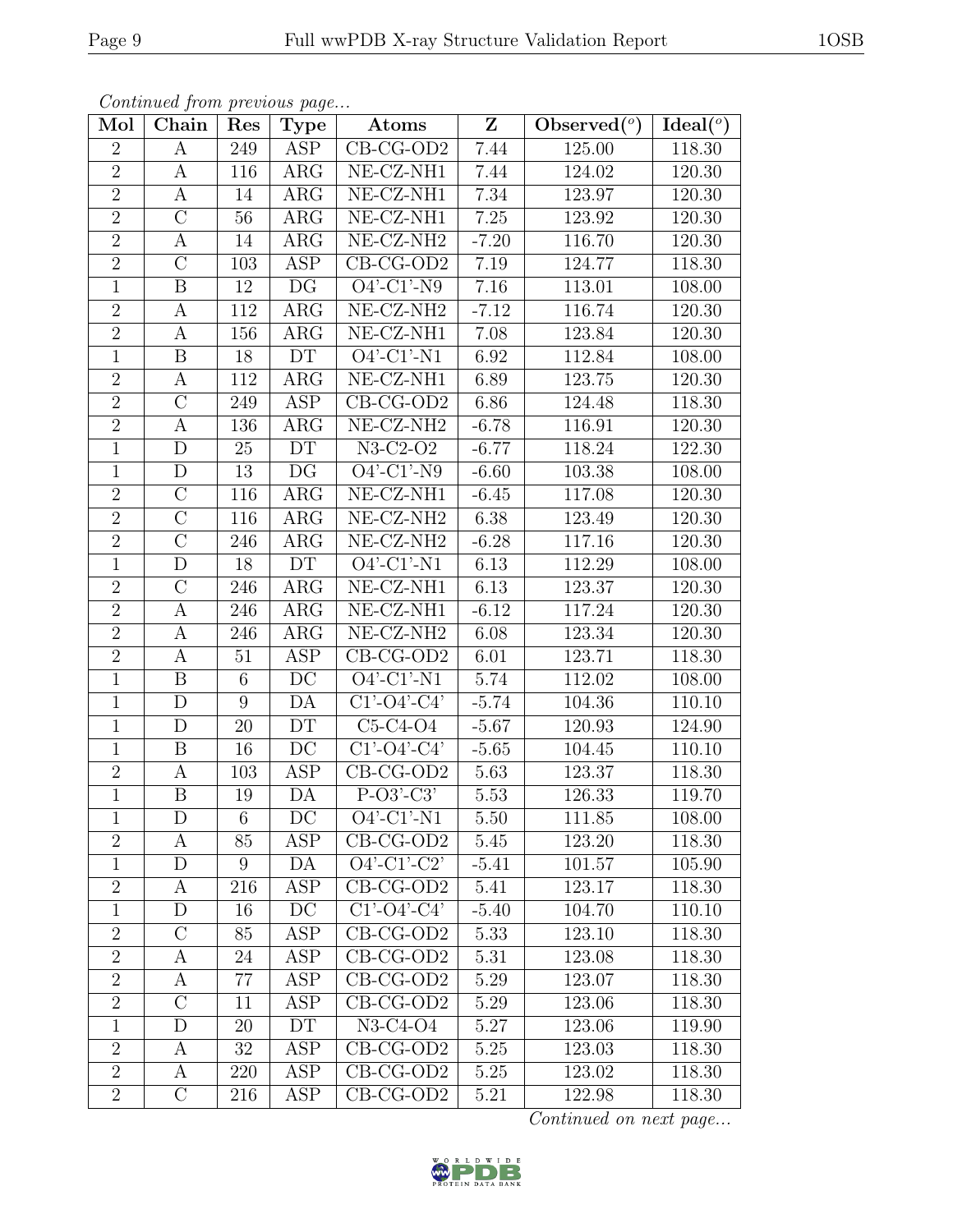*Continued from previous page...*

| Mol | Chain | Res | Type | Atoms | Z | Observed(°) | Ideal(°) |
|---|---|---|---|---|---|---|---|
| 2 | A | 249 | ASP | CB-CG-OD2 | 7.44 | 125.00 | 118.30 |
| 2 | A | 116 | ARG | NE-CZ-NH1 | 7.44 | 124.02 | 120.30 |
| 2 | A | 14 | ARG | NE-CZ-NH1 | 7.34 | 123.97 | 120.30 |
| 2 | C | 56 | ARG | NE-CZ-NH1 | 7.25 | 123.92 | 120.30 |
| 2 | A | 14 | ARG | NE-CZ-NH2 | -7.20 | 116.70 | 120.30 |
| 2 | C | 103 | ASP | CB-CG-OD2 | 7.19 | 124.77 | 118.30 |
| 1 | B | 12 | DG | O4'-C1'-N9 | 7.16 | 113.01 | 108.00 |
| 2 | A | 112 | ARG | NE-CZ-NH2 | -7.12 | 116.74 | 120.30 |
| 2 | A | 156 | ARG | NE-CZ-NH1 | 7.08 | 123.84 | 120.30 |
| 1 | B | 18 | DT | O4'-C1'-N1 | 6.92 | 112.84 | 108.00 |
| 2 | A | 112 | ARG | NE-CZ-NH1 | 6.89 | 123.75 | 120.30 |
| 2 | C | 249 | ASP | CB-CG-OD2 | 6.86 | 124.48 | 118.30 |
| 2 | A | 136 | ARG | NE-CZ-NH2 | -6.78 | 116.91 | 120.30 |
| 1 | D | 25 | DT | N3-C2-O2 | -6.77 | 118.24 | 122.30 |
| 1 | D | 13 | DG | O4'-C1'-N9 | -6.60 | 103.38 | 108.00 |
| 2 | C | 116 | ARG | NE-CZ-NH1 | -6.45 | 117.08 | 120.30 |
| 2 | C | 116 | ARG | NE-CZ-NH2 | 6.38 | 123.49 | 120.30 |
| 2 | C | 246 | ARG | NE-CZ-NH2 | -6.28 | 117.16 | 120.30 |
| 1 | D | 18 | DT | O4'-C1'-N1 | 6.13 | 112.29 | 108.00 |
| 2 | C | 246 | ARG | NE-CZ-NH1 | 6.13 | 123.37 | 120.30 |
| 2 | A | 246 | ARG | NE-CZ-NH1 | -6.12 | 117.24 | 120.30 |
| 2 | A | 246 | ARG | NE-CZ-NH2 | 6.08 | 123.34 | 120.30 |
| 2 | A | 51 | ASP | CB-CG-OD2 | 6.01 | 123.71 | 118.30 |
| 1 | B | 6 | DC | O4'-C1'-N1 | 5.74 | 112.02 | 108.00 |
| 1 | D | 9 | DA | C1'-O4'-C4' | -5.74 | 104.36 | 110.10 |
| 1 | D | 20 | DT | C5-C4-O4 | -5.67 | 120.93 | 124.90 |
| 1 | B | 16 | DC | C1'-O4'-C4' | -5.65 | 104.45 | 110.10 |
| 2 | A | 103 | ASP | CB-CG-OD2 | 5.63 | 123.37 | 118.30 |
| 1 | B | 19 | DA | P-O3'-C3' | 5.53 | 126.33 | 119.70 |
| 1 | D | 6 | DC | O4'-C1'-N1 | 5.50 | 111.85 | 108.00 |
| 2 | A | 85 | ASP | CB-CG-OD2 | 5.45 | 123.20 | 118.30 |
| 1 | D | 9 | DA | O4'-C1'-C2' | -5.41 | 101.57 | 105.90 |
| 2 | A | 216 | ASP | CB-CG-OD2 | 5.41 | 123.17 | 118.30 |
| 1 | D | 16 | DC | C1'-O4'-C4' | -5.40 | 104.70 | 110.10 |
| 2 | C | 85 | ASP | CB-CG-OD2 | 5.33 | 123.10 | 118.30 |
| 2 | A | 24 | ASP | CB-CG-OD2 | 5.31 | 123.08 | 118.30 |
| 2 | A | 77 | ASP | CB-CG-OD2 | 5.29 | 123.07 | 118.30 |
| 2 | C | 11 | ASP | CB-CG-OD2 | 5.29 | 123.06 | 118.30 |
| 1 | D | 20 | DT | N3-C4-O4 | 5.27 | 123.06 | 119.90 |
| 2 | A | 32 | ASP | CB-CG-OD2 | 5.25 | 123.03 | 118.30 |
| 2 | A | 220 | ASP | CB-CG-OD2 | 5.25 | 123.02 | 118.30 |
| 2 | C | 216 | ASP | CB-CG-OD2 | 5.21 | 122.98 | 118.30 |

*Continued on next page...*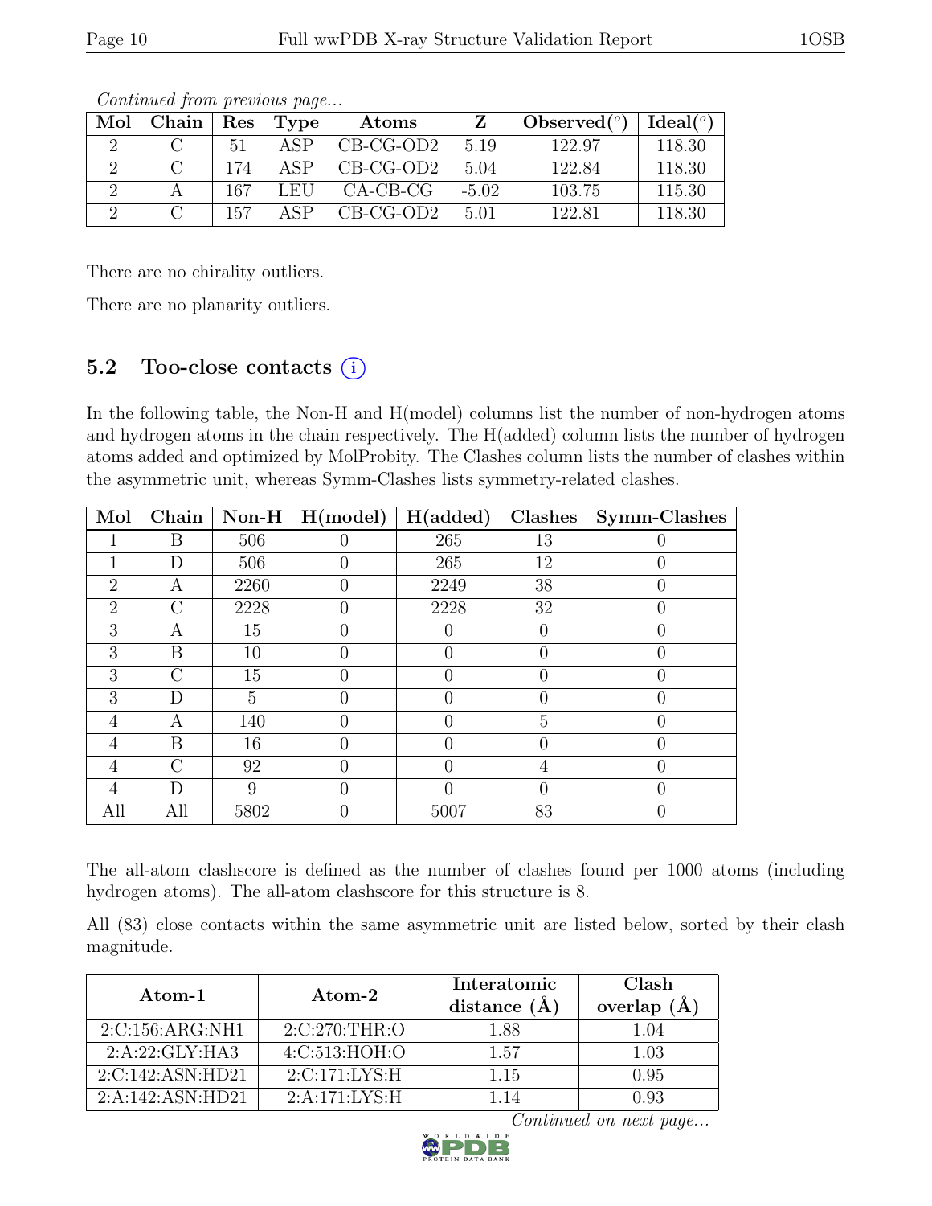*Continued from previous page...*

| Mol | Chain | Res | Type | Atoms | Z | Observed(°) | Ideal(°) |
|---|---|---|---|---|---|---|---|
| 2 | C | 51 | ASP | CB-CG-OD2 | 5.19 | 122.97 | 118.30 |
| 2 | C | 174 | ASP | CB-CG-OD2 | 5.04 | 122.84 | 118.30 |
| 2 | A | 167 | LEU | CA-CB-CG | -5.02 | 103.75 | 115.30 |
| 2 | C | 157 | ASP | CB-CG-OD2 | 5.01 | 122.81 | 118.30 |

There are no chirality outliers.

There are no planarity outliers.

### 5.2 Too-close contacts (i)

In the following table, the Non-H and H(model) columns list the number of non-hydrogen atoms and hydrogen atoms in the chain respectively. The H(added) column lists the number of hydrogen atoms added and optimized by MolProbity. The Clashes column lists the number of clashes within the asymmetric unit, whereas Symm-Clashes lists symmetry-related clashes.

| Mol | Chain | Non-H | H(model) | H(added) | Clashes | Symm-Clashes |
|---|---|---|---|---|---|---|
| 1 | B | 506 | 0 | 265 | 13 | 0 |
| 1 | D | 506 | 0 | 265 | 12 | 0 |
| 2 | A | 2260 | 0 | 2249 | 38 | 0 |
| 2 | C | 2228 | 0 | 2228 | 32 | 0 |
| 3 | A | 15 | 0 | 0 | 0 | 0 |
| 3 | B | 10 | 0 | 0 | 0 | 0 |
| 3 | C | 15 | 0 | 0 | 0 | 0 |
| 3 | D | 5 | 0 | 0 | 0 | 0 |
| 4 | A | 140 | 0 | 0 | 5 | 0 |
| 4 | B | 16 | 0 | 0 | 0 | 0 |
| 4 | C | 92 | 0 | 0 | 4 | 0 |
| 4 | D | 9 | 0 | 0 | 0 | 0 |
| All | All | 5802 | 0 | 5007 | 83 | 0 |

The all-atom clashscore is defined as the number of clashes found per 1000 atoms (including hydrogen atoms). The all-atom clashscore for this structure is 8.

All (83) close contacts within the same asymmetric unit are listed below, sorted by their clash magnitude.

| Atom-1 | Atom-2 | Interatomic distance (Å) | Clash overlap (Å) |
|---|---|---|---|
| 2:C:156:ARG:NH1 | 2:C:270:THR:O | 1.88 | 1.04 |
| 2:A:22:GLY:HA3 | 4:C:513:HOH:O | 1.57 | 1.03 |
| 2:C:142:ASN:HD21 | 2:C:171:LYS:H | 1.15 | 0.95 |
| 2:A:142:ASN:HD21 | 2:A:171:LYS:H | 1.14 | 0.93 |

*Continued on next page...*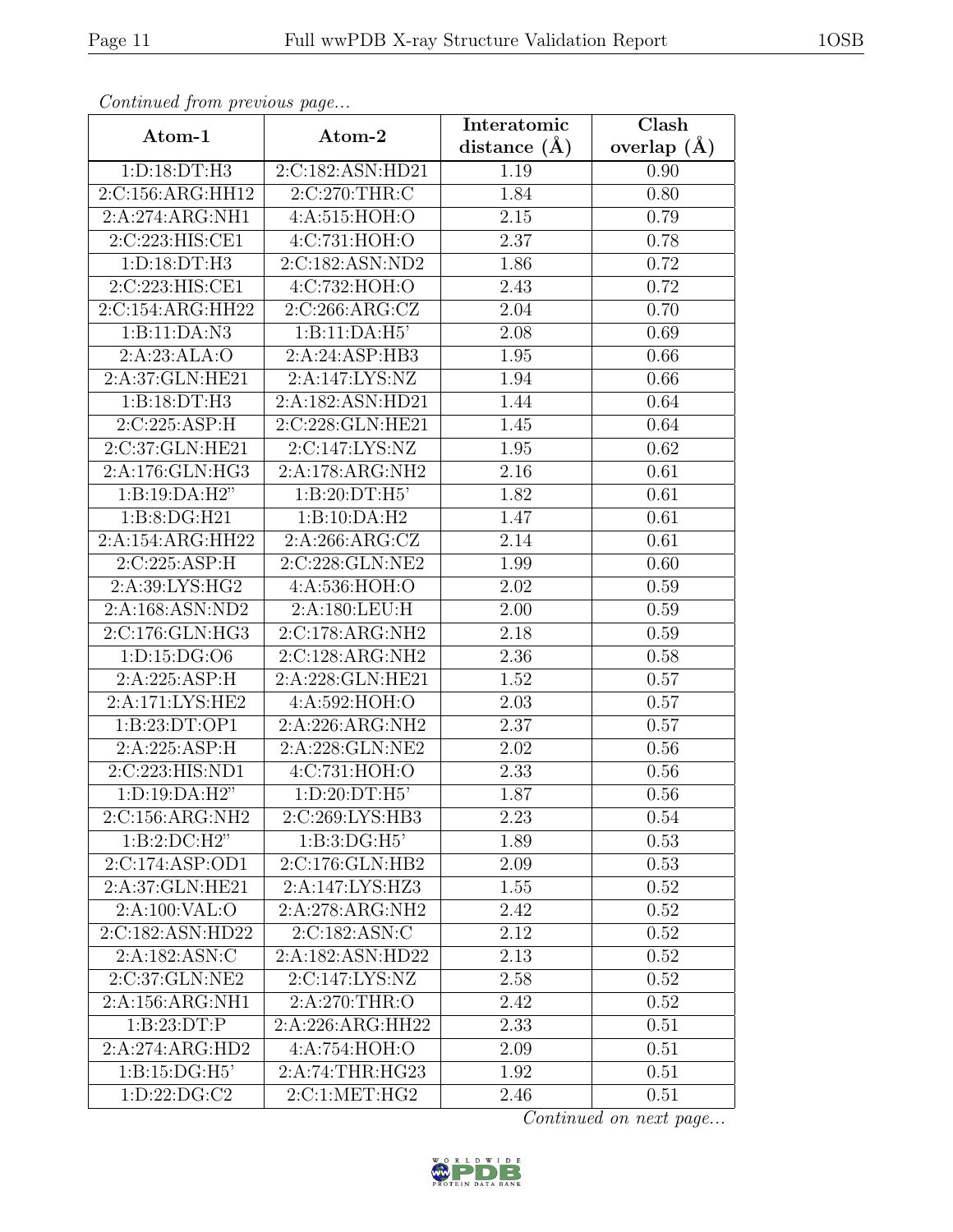*Continued from previous page...*

| Atom-1 | Atom-2 | Interatomic distance (Å) | Clash overlap (Å) |
|---|---|---|---|
| 1:D:18:DT:H3 | 2:C:182:ASN:HD21 | 1.19 | 0.90 |
| 2:C:156:ARG:HH12 | 2:C:270:THR:C | 1.84 | 0.80 |
| 2:A:274:ARG:NH1 | 4:A:515:HOH:O | 2.15 | 0.79 |
| 2:C:223:HIS:CE1 | 4:C:731:HOH:O | 2.37 | 0.78 |
| 1:D:18:DT:H3 | 2:C:182:ASN:ND2 | 1.86 | 0.72 |
| 2:C:223:HIS:CE1 | 4:C:732:HOH:O | 2.43 | 0.72 |
| 2:C:154:ARG:HH22 | 2:C:266:ARG:CZ | 2.04 | 0.70 |
| 1:B:11:DA:N3 | 1:B:11:DA:H5' | 2.08 | 0.69 |
| 2:A:23:ALA:O | 2:A:24:ASP:HB3 | 1.95 | 0.66 |
| 2:A:37:GLN:HE21 | 2:A:147:LYS:NZ | 1.94 | 0.66 |
| 1:B:18:DT:H3 | 2:A:182:ASN:HD21 | 1.44 | 0.64 |
| 2:C:225:ASP:H | 2:C:228:GLN:HE21 | 1.45 | 0.64 |
| 2:C:37:GLN:HE21 | 2:C:147:LYS:NZ | 1.95 | 0.62 |
| 2:A:176:GLN:HG3 | 2:A:178:ARG:NH2 | 2.16 | 0.61 |
| 1:B:19:DA:H2" | 1:B:20:DT:H5' | 1.82 | 0.61 |
| 1:B:8:DG:H21 | 1:B:10:DA:H2 | 1.47 | 0.61 |
| 2:A:154:ARG:HH22 | 2:A:266:ARG:CZ | 2.14 | 0.61 |
| 2:C:225:ASP:H | 2:C:228:GLN:NE2 | 1.99 | 0.60 |
| 2:A:39:LYS:HG2 | 4:A:536:HOH:O | 2.02 | 0.59 |
| 2:A:168:ASN:ND2 | 2:A:180:LEU:H | 2.00 | 0.59 |
| 2:C:176:GLN:HG3 | 2:C:178:ARG:NH2 | 2.18 | 0.59 |
| 1:D:15:DG:O6 | 2:C:128:ARG:NH2 | 2.36 | 0.58 |
| 2:A:225:ASP:H | 2:A:228:GLN:HE21 | 1.52 | 0.57 |
| 2:A:171:LYS:HE2 | 4:A:592:HOH:O | 2.03 | 0.57 |
| 1:B:23:DT:OP1 | 2:A:226:ARG:NH2 | 2.37 | 0.57 |
| 2:A:225:ASP:H | 2:A:228:GLN:NE2 | 2.02 | 0.56 |
| 2:C:223:HIS:ND1 | 4:C:731:HOH:O | 2.33 | 0.56 |
| 1:D:19:DA:H2" | 1:D:20:DT:H5' | 1.87 | 0.56 |
| 2:C:156:ARG:NH2 | 2:C:269:LYS:HB3 | 2.23 | 0.54 |
| 1:B:2:DC:H2" | 1:B:3:DG:H5' | 1.89 | 0.53 |
| 2:C:174:ASP:OD1 | 2:C:176:GLN:HB2 | 2.09 | 0.53 |
| 2:A:37:GLN:HE21 | 2:A:147:LYS:HZ3 | 1.55 | 0.52 |
| 2:A:100:VAL:O | 2:A:278:ARG:NH2 | 2.42 | 0.52 |
| 2:C:182:ASN:HD22 | 2:C:182:ASN:C | 2.12 | 0.52 |
| 2:A:182:ASN:C | 2:A:182:ASN:HD22 | 2.13 | 0.52 |
| 2:C:37:GLN:NE2 | 2:C:147:LYS:NZ | 2.58 | 0.52 |
| 2:A:156:ARG:NH1 | 2:A:270:THR:O | 2.42 | 0.52 |
| 1:B:23:DT:P | 2:A:226:ARG:HH22 | 2.33 | 0.51 |
| 2:A:274:ARG:HD2 | 4:A:754:HOH:O | 2.09 | 0.51 |
| 1:B:15:DG:H5' | 2:A:74:THR:HG23 | 1.92 | 0.51 |
| 1:D:22:DG:C2 | 2:C:1:MET:HG2 | 2.46 | 0.51 |

*Continued on next page...*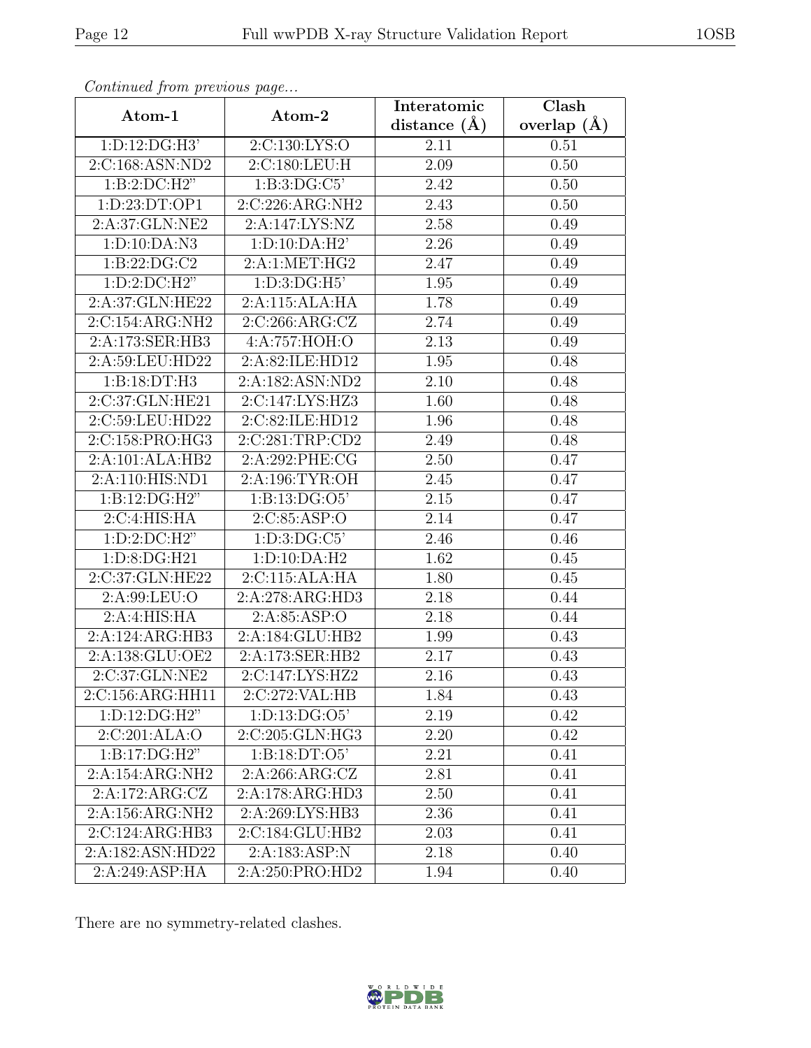*Continued from previous page...*

| Atom-1 | Atom-2 | Interatomic distance (Å) | Clash overlap (Å) |
|---|---|---|---|
| 1:D:12:DG:H3' | 2:C:130:LYS:O | 2.11 | 0.51 |
| 2:C:168:ASN:ND2 | 2:C:180:LEU:H | 2.09 | 0.50 |
| 1:B:2:DC:H2" | 1:B:3:DG:C5' | 2.42 | 0.50 |
| 1:D:23:DT:OP1 | 2:C:226:ARG:NH2 | 2.43 | 0.50 |
| 2:A:37:GLN:NE2 | 2:A:147:LYS:NZ | 2.58 | 0.49 |
| 1:D:10:DA:N3 | 1:D:10:DA:H2' | 2.26 | 0.49 |
| 1:B:22:DG:C2 | 2:A:1:MET:HG2 | 2.47 | 0.49 |
| 1:D:2:DC:H2" | 1:D:3:DG:H5' | 1.95 | 0.49 |
| 2:A:37:GLN:HE22 | 2:A:115:ALA:HA | 1.78 | 0.49 |
| 2:C:154:ARG:NH2 | 2:C:266:ARG:CZ | 2.74 | 0.49 |
| 2:A:173:SER:HB3 | 4:A:757:HOH:O | 2.13 | 0.49 |
| 2:A:59:LEU:HD22 | 2:A:82:ILE:HD12 | 1.95 | 0.48 |
| 1:B:18:DT:H3 | 2:A:182:ASN:ND2 | 2.10 | 0.48 |
| 2:C:37:GLN:HE21 | 2:C:147:LYS:HZ3 | 1.60 | 0.48 |
| 2:C:59:LEU:HD22 | 2:C:82:ILE:HD12 | 1.96 | 0.48 |
| 2:C:158:PRO:HG3 | 2:C:281:TRP:CD2 | 2.49 | 0.48 |
| 2:A:101:ALA:HB2 | 2:A:292:PHE:CG | 2.50 | 0.47 |
| 2:A:110:HIS:ND1 | 2:A:196:TYR:OH | 2.45 | 0.47 |
| 1:B:12:DG:H2" | 1:B:13:DG:O5' | 2.15 | 0.47 |
| 2:C:4:HIS:HA | 2:C:85:ASP:O | 2.14 | 0.47 |
| 1:D:2:DC:H2" | 1:D:3:DG:C5' | 2.46 | 0.46 |
| 1:D:8:DG:H21 | 1:D:10:DA:H2 | 1.62 | 0.45 |
| 2:C:37:GLN:HE22 | 2:C:115:ALA:HA | 1.80 | 0.45 |
| 2:A:99:LEU:O | 2:A:278:ARG:HD3 | 2.18 | 0.44 |
| 2:A:4:HIS:HA | 2:A:85:ASP:O | 2.18 | 0.44 |
| 2:A:124:ARG:HB3 | 2:A:184:GLU:HB2 | 1.99 | 0.43 |
| 2:A:138:GLU:OE2 | 2:A:173:SER:HB2 | 2.17 | 0.43 |
| 2:C:37:GLN:NE2 | 2:C:147:LYS:HZ2 | 2.16 | 0.43 |
| 2:C:156:ARG:HH11 | 2:C:272:VAL:HB | 1.84 | 0.43 |
| 1:D:12:DG:H2" | 1:D:13:DG:O5' | 2.19 | 0.42 |
| 2:C:201:ALA:O | 2:C:205:GLN:HG3 | 2.20 | 0.42 |
| 1:B:17:DG:H2" | 1:B:18:DT:O5' | 2.21 | 0.41 |
| 2:A:154:ARG:NH2 | 2:A:266:ARG:CZ | 2.81 | 0.41 |
| 2:A:172:ARG:CZ | 2:A:178:ARG:HD3 | 2.50 | 0.41 |
| 2:A:156:ARG:NH2 | 2:A:269:LYS:HB3 | 2.36 | 0.41 |
| 2:C:124:ARG:HB3 | 2:C:184:GLU:HB2 | 2.03 | 0.41 |
| 2:A:182:ASN:HD22 | 2:A:183:ASP:N | 2.18 | 0.40 |
| 2:A:249:ASP:HA | 2:A:250:PRO:HD2 | 1.94 | 0.40 |

There are no symmetry-related clashes.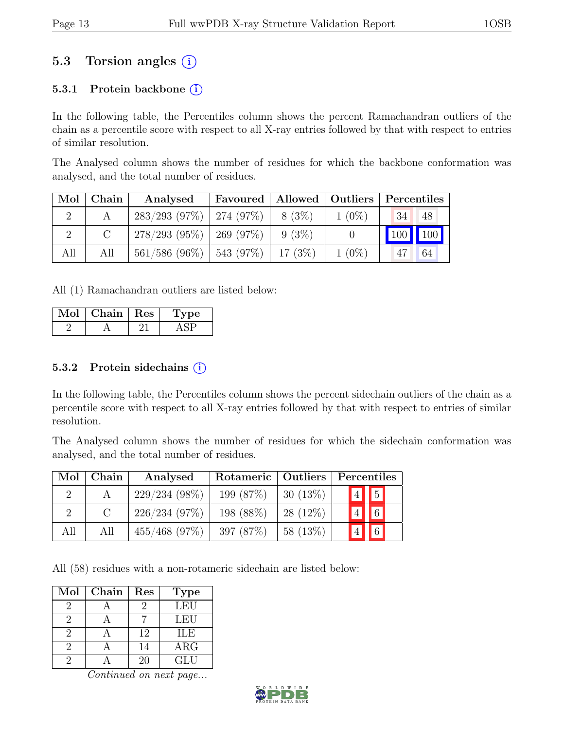## 5.3 Torsion angles (i)

### 5.3.1 Protein backbone (i)

In the following table, the Percentiles column shows the percent Ramachandran outliers of the chain as a percentile score with respect to all X-ray entries followed by that with respect to entries of similar resolution.

The Analysed column shows the number of residues for which the backbone conformation was analysed, and the total number of residues.

| Mol | Chain | Analysed | Favoured | Allowed | Outliers | Percentiles | |
|---|---|---|---|---|---|---|---|
| 2 | A | 283/293 (97%) | 274 (97%) | 8 (3%) | 1 (0%) | 34 | 48 |
| 2 | C | 278/293 (95%) | 269 (97%) | 9 (3%) | 0 | 100 | 100 |
| All | All | 561/586 (96%) | 543 (97%) | 17 (3%) | 1 (0%) | 47 | 64 |

All (1) Ramachandran outliers are listed below:

| Mol | Chain | Res | Type |
|---|---|---|---|
| 2 | A | 21 | ASP |

### 5.3.2 Protein sidechains (i)

In the following table, the Percentiles column shows the percent sidechain outliers of the chain as a percentile score with respect to all X-ray entries followed by that with respect to entries of similar resolution.

The Analysed column shows the number of residues for which the sidechain conformation was analysed, and the total number of residues.

| Mol | Chain | Analysed | Rotameric | Outliers | Percentiles | |
|---|---|---|---|---|---|---|
| 2 | A | 229/234 (98%) | 199 (87%) | 30 (13%) | 4 | 5 |
| 2 | C | 226/234 (97%) | 198 (88%) | 28 (12%) | 4 | 6 |
| All | All | 455/468 (97%) | 397 (87%) | 58 (13%) | 4 | 6 |

All (58) residues with a non-rotameric sidechain are listed below:

| Mol | Chain | Res | Type |
|---|---|---|---|
| 2 | A | 2 | LEU |
| 2 | A | 7 | LEU |
| 2 | A | 12 | ILE |
| 2 | A | 14 | ARG |
| 2 | A | 20 | GLU |

*Continued on next page...*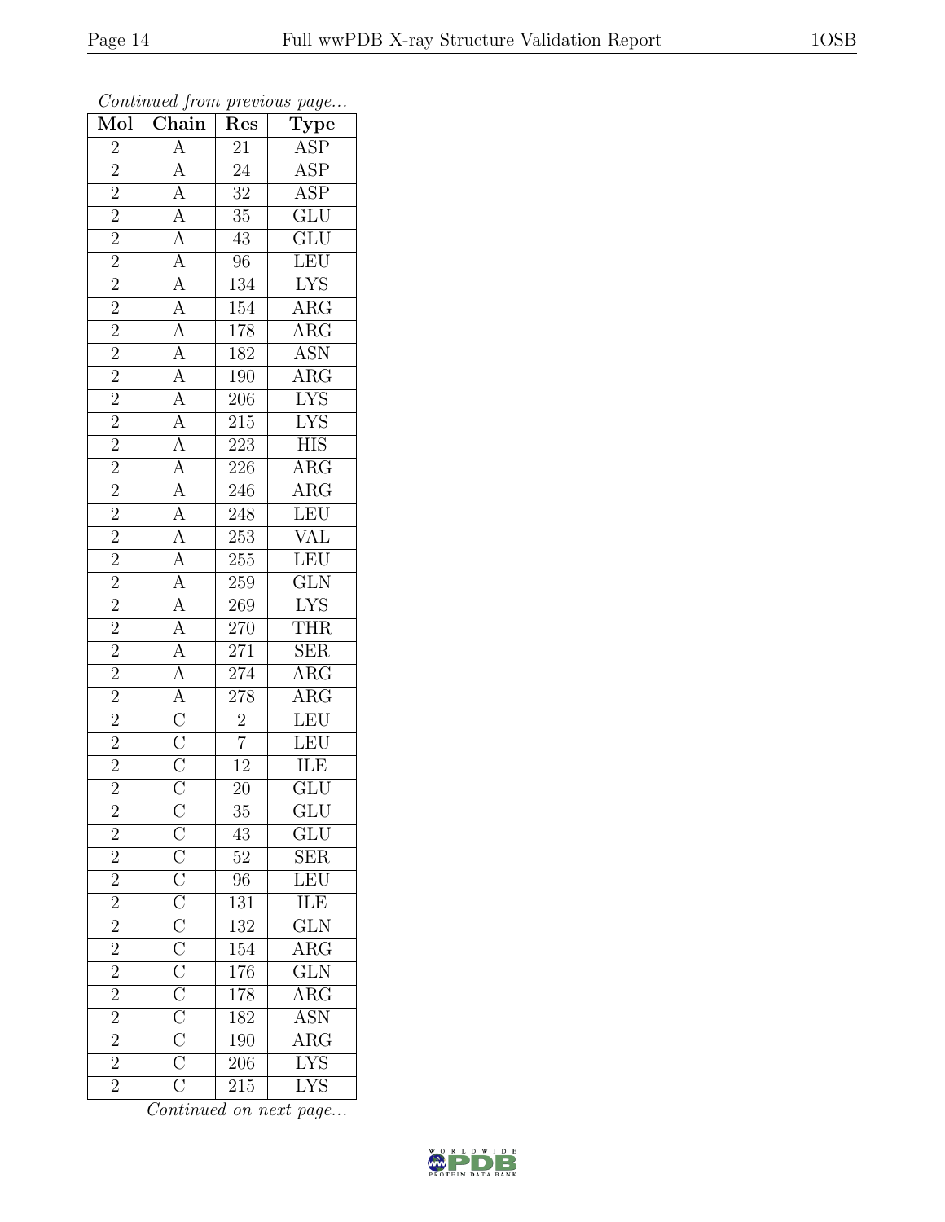*Continued from previous page...*

| Mol | Chain | Res | Type |
|---|---|---|---|
| 2 | A | 21 | ASP |
| 2 | A | 24 | ASP |
| 2 | A | 32 | ASP |
| 2 | A | 35 | GLU |
| 2 | A | 43 | GLU |
| 2 | A | 96 | LEU |
| 2 | A | 134 | LYS |
| 2 | A | 154 | ARG |
| 2 | A | 178 | ARG |
| 2 | A | 182 | ASN |
| 2 | A | 190 | ARG |
| 2 | A | 206 | LYS |
| 2 | A | 215 | LYS |
| 2 | A | 223 | HIS |
| 2 | A | 226 | ARG |
| 2 | A | 246 | ARG |
| 2 | A | 248 | LEU |
| 2 | A | 253 | VAL |
| 2 | A | 255 | LEU |
| 2 | A | 259 | GLN |
| 2 | A | 269 | LYS |
| 2 | A | 270 | THR |
| 2 | A | 271 | SER |
| 2 | A | 274 | ARG |
| 2 | A | 278 | ARG |
| 2 | C | 2 | LEU |
| 2 | C | 7 | LEU |
| 2 | C | 12 | ILE |
| 2 | C | 20 | GLU |
| 2 | C | 35 | GLU |
| 2 | C | 43 | GLU |
| 2 | C | 52 | SER |
| 2 | C | 96 | LEU |
| 2 | C | 131 | ILE |
| 2 | C | 132 | GLN |
| 2 | C | 154 | ARG |
| 2 | C | 176 | GLN |
| 2 | C | 178 | ARG |
| 2 | C | 182 | ASN |
| 2 | C | 190 | ARG |
| 2 | C | 206 | LYS |
| 2 | C | 215 | LYS |

*Continued on next page...*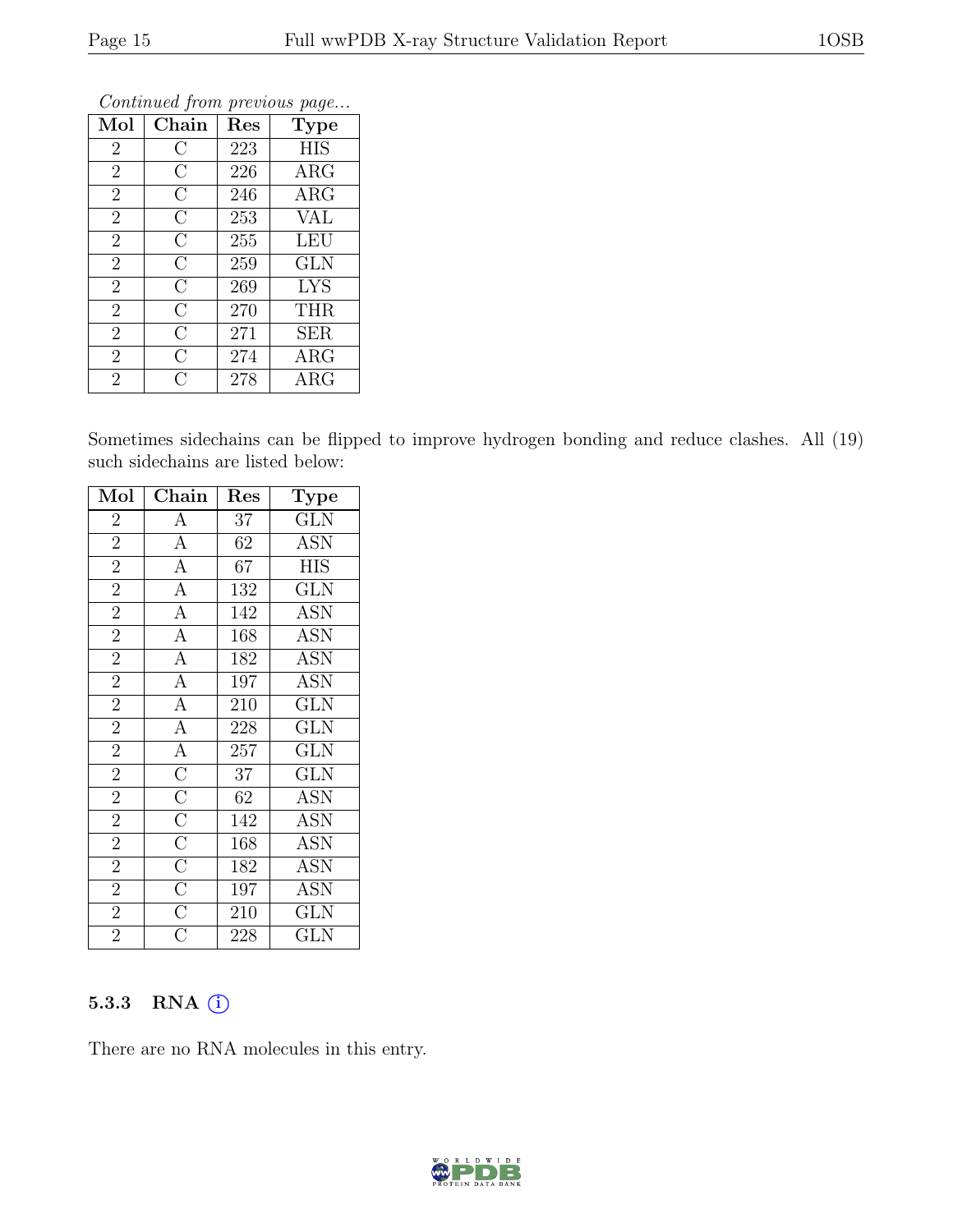*Continued from previous page...*

| Mol | Chain | Res | Type |
|---|---|---|---|
| 2 | C | 223 | HIS |
| 2 | C | 226 | ARG |
| 2 | C | 246 | ARG |
| 2 | C | 253 | VAL |
| 2 | C | 255 | LEU |
| 2 | C | 259 | GLN |
| 2 | C | 269 | LYS |
| 2 | C | 270 | THR |
| 2 | C | 271 | SER |
| 2 | C | 274 | ARG |
| 2 | C | 278 | ARG |

Sometimes sidechains can be flipped to improve hydrogen bonding and reduce clashes. All (19) such sidechains are listed below:

| Mol | Chain | Res | Type |
|---|---|---|---|
| 2 | A | 37 | GLN |
| 2 | A | 62 | ASN |
| 2 | A | 67 | HIS |
| 2 | A | 132 | GLN |
| 2 | A | 142 | ASN |
| 2 | A | 168 | ASN |
| 2 | A | 182 | ASN |
| 2 | A | 197 | ASN |
| 2 | A | 210 | GLN |
| 2 | A | 228 | GLN |
| 2 | A | 257 | GLN |
| 2 | C | 37 | GLN |
| 2 | C | 62 | ASN |
| 2 | C | 142 | ASN |
| 2 | C | 168 | ASN |
| 2 | C | 182 | ASN |
| 2 | C | 197 | ASN |
| 2 | C | 210 | GLN |
| 2 | C | 228 | GLN |

### 5.3.3 RNA

There are no RNA molecules in this entry.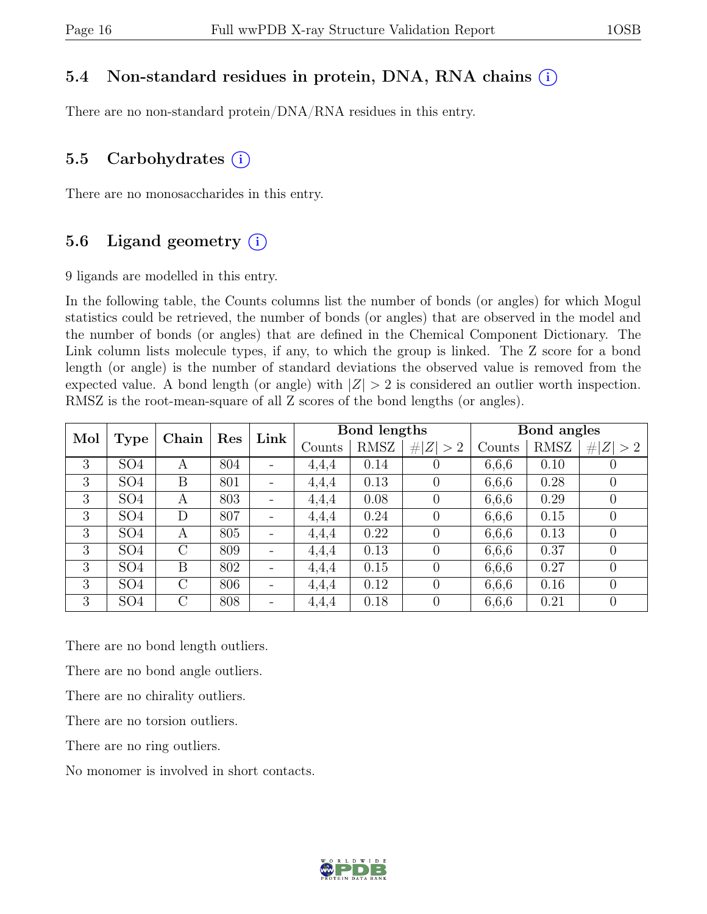### 5.4 Non-standard residues in protein, DNA, RNA chains (i)

There are no non-standard protein/DNA/RNA residues in this entry.

### 5.5 Carbohydrates (i)

There are no monosaccharides in this entry.

### 5.6 Ligand geometry (i)

9 ligands are modelled in this entry.

In the following table, the Counts columns list the number of bonds (or angles) for which Mogul statistics could be retrieved, the number of bonds (or angles) that are observed in the model and the number of bonds (or angles) that are defined in the Chemical Component Dictionary. The Link column lists molecule types, if any, to which the group is linked. The Z score for a bond length (or angle) is the number of standard deviations the observed value is removed from the expected value. A bond length (or angle) with $|Z| > 2$ is considered an outlier worth inspection. RMSZ is the root-mean-square of all Z scores of the bond lengths (or angles).

| Mol | Type | Chain | Res | Link | Bond lengths | | | Bond angles | | |
|---|---|---|---|---|---|---|---|---|---|---|
| | | | | | Counts | RMSZ | $\#\|Z\| > 2$ | Counts | RMSZ | $\#\|Z\| > 2$ |
| 3 | SO4 | A | 804 | - | 4,4,4 | 0.14 | 0 | 6,6,6 | 0.10 | 0 |
| 3 | SO4 | B | 801 | - | 4,4,4 | 0.13 | 0 | 6,6,6 | 0.28 | 0 |
| 3 | SO4 | A | 803 | - | 4,4,4 | 0.08 | 0 | 6,6,6 | 0.29 | 0 |
| 3 | SO4 | D | 807 | - | 4,4,4 | 0.24 | 0 | 6,6,6 | 0.15 | 0 |
| 3 | SO4 | A | 805 | - | 4,4,4 | 0.22 | 0 | 6,6,6 | 0.13 | 0 |
| 3 | SO4 | C | 809 | - | 4,4,4 | 0.13 | 0 | 6,6,6 | 0.37 | 0 |
| 3 | SO4 | B | 802 | - | 4,4,4 | 0.15 | 0 | 6,6,6 | 0.27 | 0 |
| 3 | SO4 | C | 806 | - | 4,4,4 | 0.12 | 0 | 6,6,6 | 0.16 | 0 |
| 3 | SO4 | C | 808 | - | 4,4,4 | 0.18 | 0 | 6,6,6 | 0.21 | 0 |

There are no bond length outliers.

There are no bond angle outliers.

There are no chirality outliers.

There are no torsion outliers.

There are no ring outliers.

No monomer is involved in short contacts.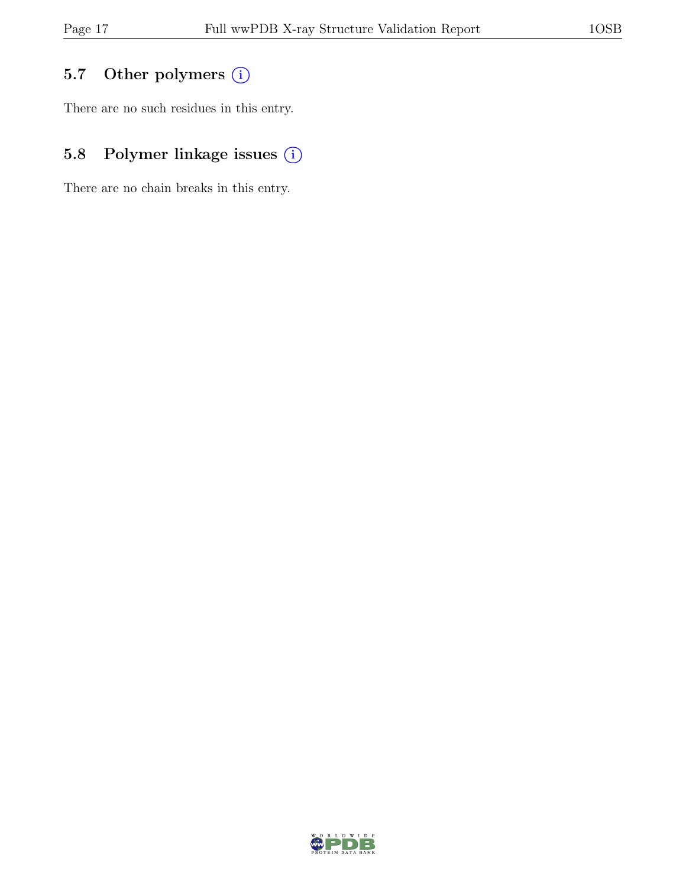## 5.7 Other polymers

There are no such residues in this entry.

## 5.8 Polymer linkage issues

There are no chain breaks in this entry.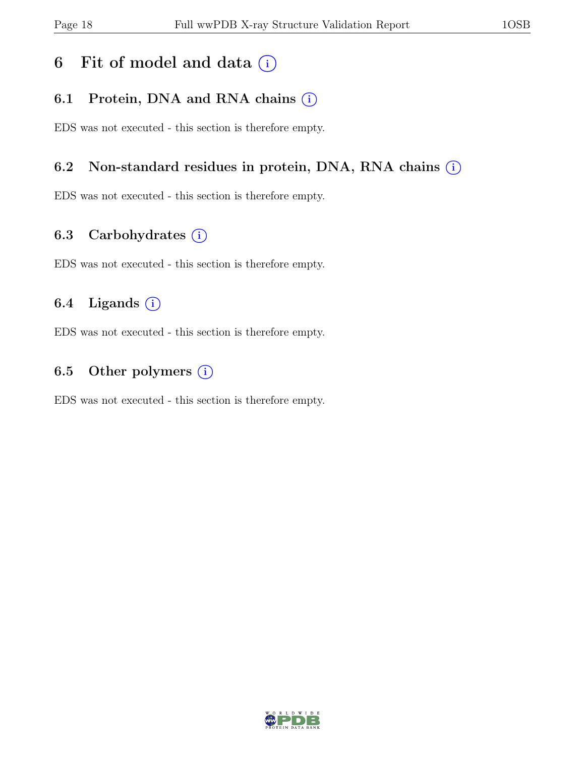# 6 Fit of model and data

## 6.1 Protein, DNA and RNA chains

EDS was not executed - this section is therefore empty.

## 6.2 Non-standard residues in protein, DNA, RNA chains

EDS was not executed - this section is therefore empty.

## 6.3 Carbohydrates

EDS was not executed - this section is therefore empty.

## 6.4 Ligands

EDS was not executed - this section is therefore empty.

## 6.5 Other polymers

EDS was not executed - this section is therefore empty.